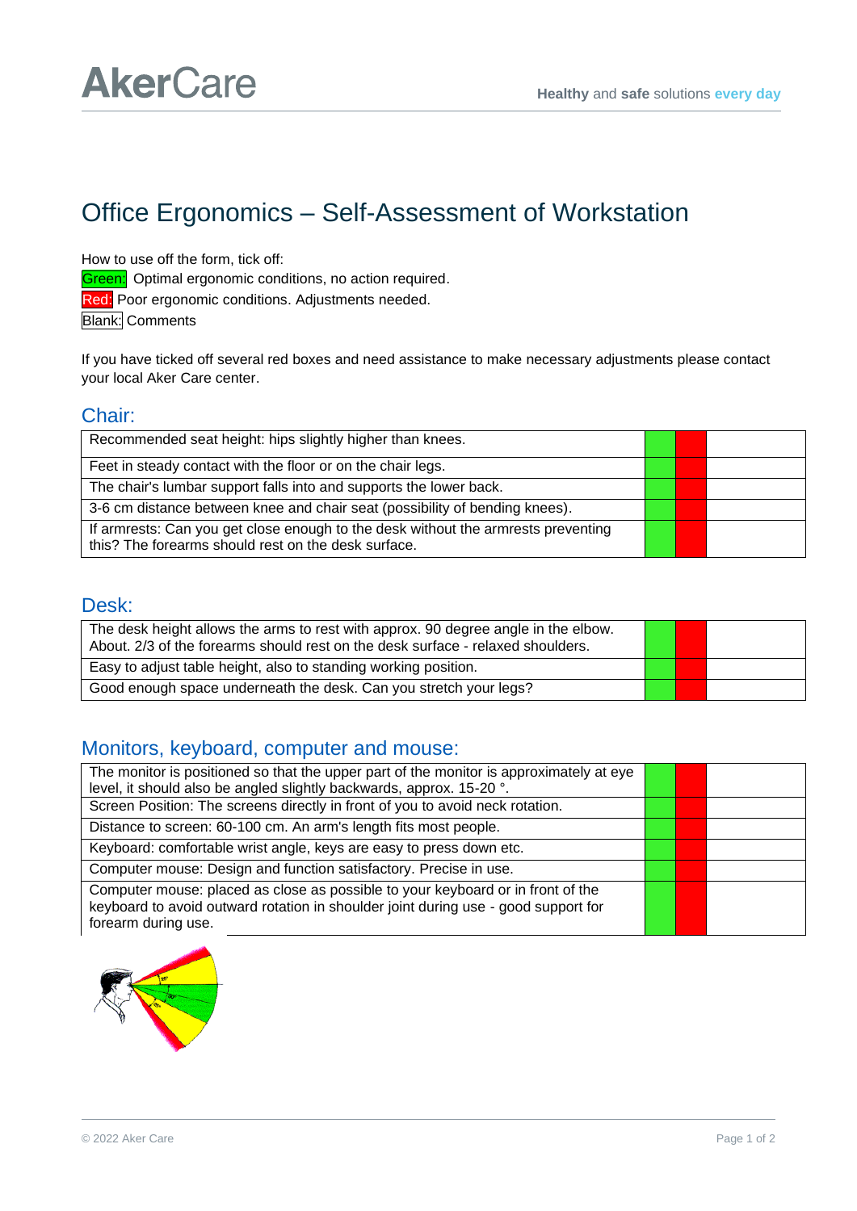# AkerCare

# Office Ergonomics – Self-Assessment of Workstation

How to use off the form, tick off:

Green: Optimal ergonomic conditions, no action required.

Red: Poor ergonomic conditions. Adjustments needed.

Blank: Comments

If you have ticked off several red boxes and need assistance to make necessary adjustments please contact your local Aker Care center.

## Chair:

| | | | |
|---|---|---|---|
| Recommended seat height: hips slightly higher than knees. | | | |
| Feet in steady contact with the floor or on the chair legs. | | | |
| The chair's lumbar support falls into and supports the lower back. | | | |
| 3-6 cm distance between knee and chair seat (possibility of bending knees). | | | |
| If armrests: Can you get close enough to the desk without the armrests preventing this? The forearms should rest on the desk surface. | | | |

## Desk:

| | | | |
|---|---|---|---|
| The desk height allows the arms to rest with approx. 90 degree angle in the elbow. About. 2/3 of the forearms should rest on the desk surface - relaxed shoulders. | | | |
| Easy to adjust table height, also to standing working position. | | | |
| Good enough space underneath the desk. Can you stretch your legs? | | | |

## Monitors, keyboard, computer and mouse:

| | | | |
|---|---|---|---|
| The monitor is positioned so that the upper part of the monitor is approximately at eye level, it should also be angled slightly backwards, approx. 15-20 °. | | | |
| Screen Position: The screens directly in front of you to avoid neck rotation. | | | |
| Distance to screen: 60-100 cm. An arm's length fits most people. | | | |
| Keyboard: comfortable wrist angle, keys are easy to press down etc. | | | |
| Computer mouse: Design and function satisfactory. Precise in use. | | | |
| Computer mouse: placed as close as possible to your keyboard or in front of the keyboard to avoid outward rotation in shoulder joint during use - good support for forearm during use. | | | |

© 2022 Aker Care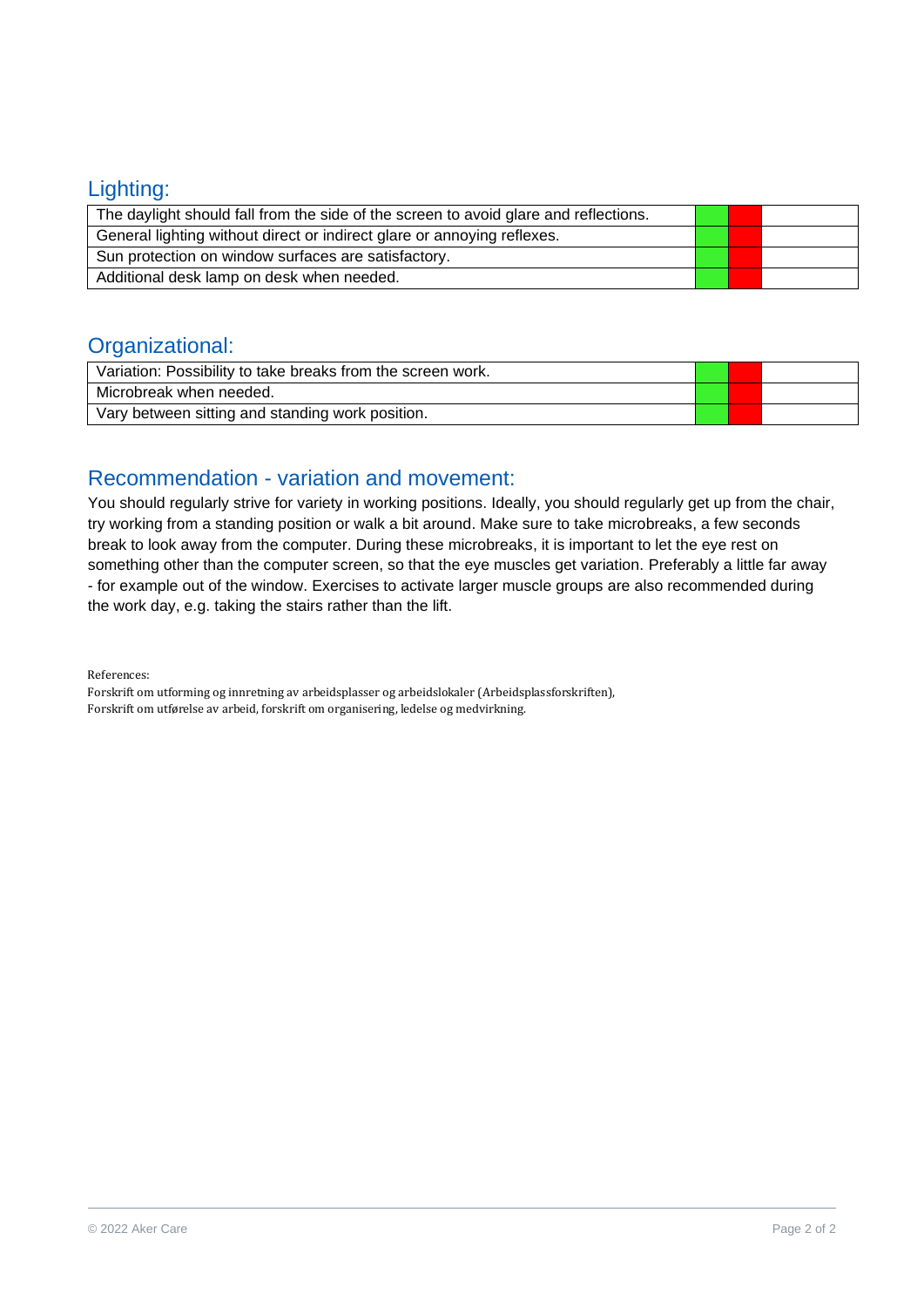## Lighting:

| | | | |
|---|---|---|---|
| The daylight should fall from the side of the screen to avoid glare and reflections. | | | |
| General lighting without direct or indirect glare or annoying reflexes. | | | |
| Sun protection on window surfaces are satisfactory. | | | |
| Additional desk lamp on desk when needed. | | | |

## Organizational:

| | | | |
|---|---|---|---|
| Variation: Possibility to take breaks from the screen work. | | | |
| Microbreak when needed. | | | |
| Vary between sitting and standing work position. | | | |

## Recommendation - variation and movement:

You should regularly strive for variety in working positions. Ideally, you should regularly get up from the chair, try working from a standing position or walk a bit around. Make sure to take microbreaks, a few seconds break to look away from the computer. During these microbreaks, it is important to let the eye rest on something other than the computer screen, so that the eye muscles get variation. Preferably a little far away - for example out of the window. Exercises to activate larger muscle groups are also recommended during the work day, e.g. taking the stairs rather than the lift.

References:
Forskrift om utforming og innretning av arbeidsplasser og arbeidslokaler (Arbeidsplassforskriften),
Forskrift om utførelse av arbeid, forskrift om organisering, ledelse og medvirkning.

© 2022 Aker Care